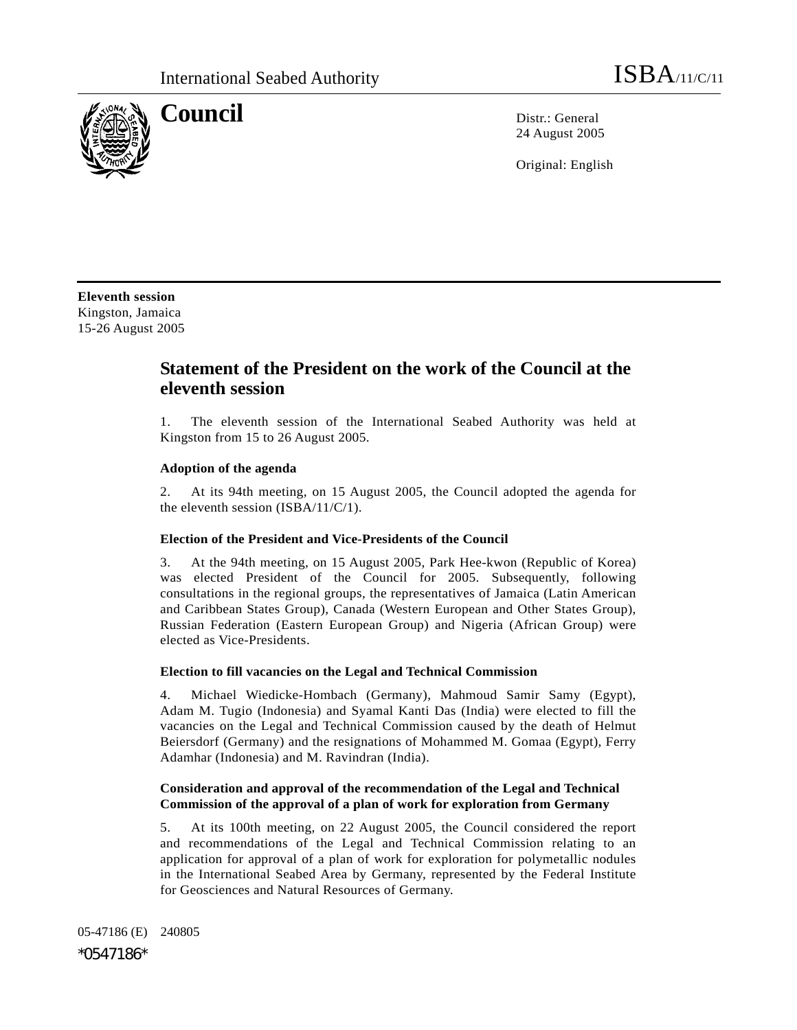International Seabed Authority

ISBA/11/C/11

# Council

Distr.: General
24 August 2005

Original: English

**Eleventh session**
Kingston, Jamaica
15-26 August 2005

## Statement of the President on the work of the Council at the eleventh session

1. The eleventh session of the International Seabed Authority was held at Kingston from 15 to 26 August 2005.

### Adoption of the agenda

2. At its 94th meeting, on 15 August 2005, the Council adopted the agenda for the eleventh session (ISBA/11/C/1).

### Election of the President and Vice-Presidents of the Council

3. At the 94th meeting, on 15 August 2005, Park Hee-kwon (Republic of Korea) was elected President of the Council for 2005. Subsequently, following consultations in the regional groups, the representatives of Jamaica (Latin American and Caribbean States Group), Canada (Western European and Other States Group), Russian Federation (Eastern European Group) and Nigeria (African Group) were elected as Vice-Presidents.

### Election to fill vacancies on the Legal and Technical Commission

4. Michael Wiedicke-Hombach (Germany), Mahmoud Samir Samy (Egypt), Adam M. Tugio (Indonesia) and Syamal Kanti Das (India) were elected to fill the vacancies on the Legal and Technical Commission caused by the death of Helmut Beiersdorf (Germany) and the resignations of Mohammed M. Gomaa (Egypt), Ferry Adamhar (Indonesia) and M. Ravindran (India).

### Consideration and approval of the recommendation of the Legal and Technical Commission of the approval of a plan of work for exploration from Germany

5. At its 100th meeting, on 22 August 2005, the Council considered the report and recommendations of the Legal and Technical Commission relating to an application for approval of a plan of work for exploration for polymetallic nodules in the International Seabed Area by Germany, represented by the Federal Institute for Geosciences and Natural Resources of Germany.

05-47186 (E) 240805

*0547186*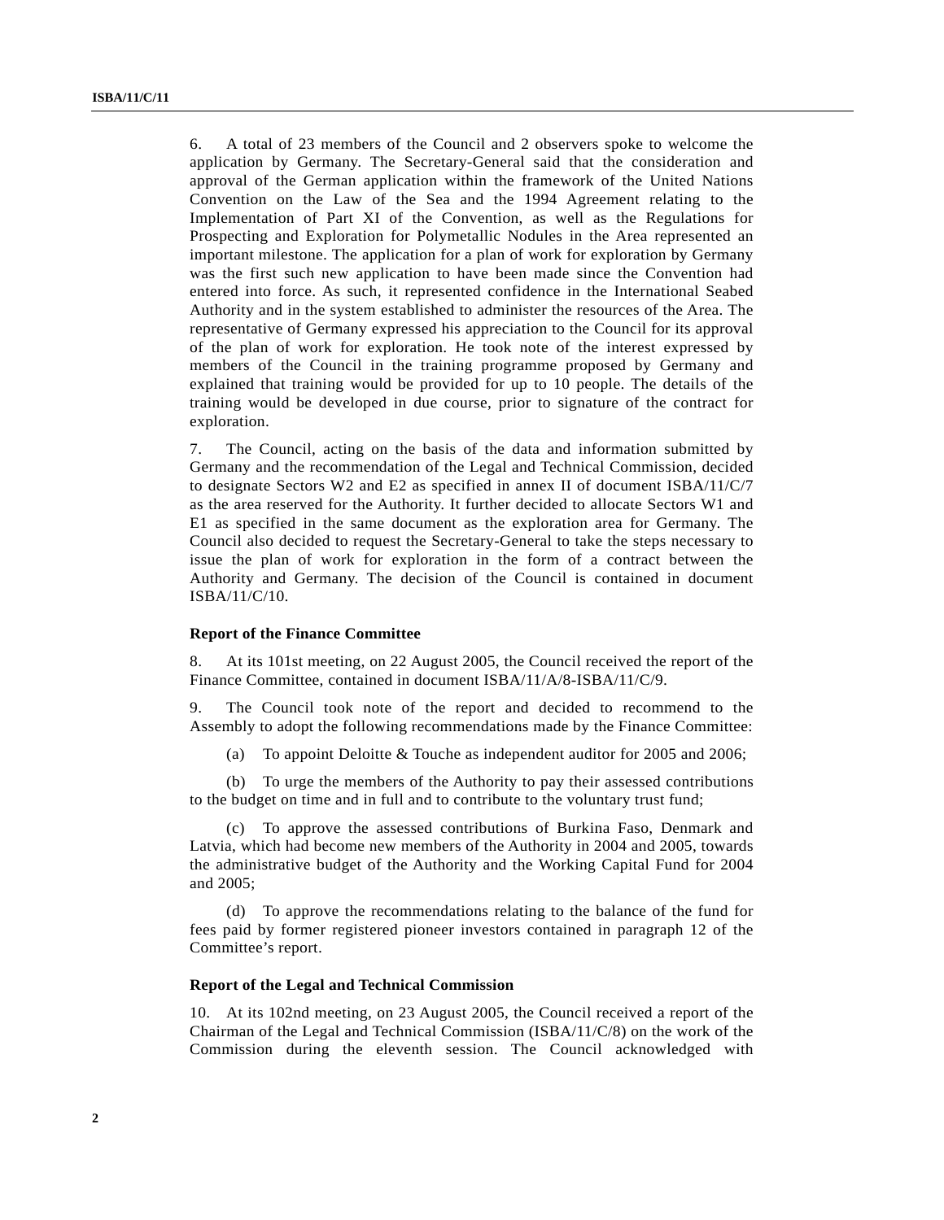6. A total of 23 members of the Council and 2 observers spoke to welcome the application by Germany. The Secretary-General said that the consideration and approval of the German application within the framework of the United Nations Convention on the Law of the Sea and the 1994 Agreement relating to the Implementation of Part XI of the Convention, as well as the Regulations for Prospecting and Exploration for Polymetallic Nodules in the Area represented an important milestone. The application for a plan of work for exploration by Germany was the first such new application to have been made since the Convention had entered into force. As such, it represented confidence in the International Seabed Authority and in the system established to administer the resources of the Area. The representative of Germany expressed his appreciation to the Council for its approval of the plan of work for exploration. He took note of the interest expressed by members of the Council in the training programme proposed by Germany and explained that training would be provided for up to 10 people. The details of the training would be developed in due course, prior to signature of the contract for exploration.

7. The Council, acting on the basis of the data and information submitted by Germany and the recommendation of the Legal and Technical Commission, decided to designate Sectors W2 and E2 as specified in annex II of document ISBA/11/C/7 as the area reserved for the Authority. It further decided to allocate Sectors W1 and E1 as specified in the same document as the exploration area for Germany. The Council also decided to request the Secretary-General to take the steps necessary to issue the plan of work for exploration in the form of a contract between the Authority and Germany. The decision of the Council is contained in document ISBA/11/C/10.

**Report of the Finance Committee**

8. At its 101st meeting, on 22 August 2005, the Council received the report of the Finance Committee, contained in document ISBA/11/A/8-ISBA/11/C/9.

9. The Council took note of the report and decided to recommend to the Assembly to adopt the following recommendations made by the Finance Committee:

(a) To appoint Deloitte & Touche as independent auditor for 2005 and 2006;

(b) To urge the members of the Authority to pay their assessed contributions to the budget on time and in full and to contribute to the voluntary trust fund;

(c) To approve the assessed contributions of Burkina Faso, Denmark and Latvia, which had become new members of the Authority in 2004 and 2005, towards the administrative budget of the Authority and the Working Capital Fund for 2004 and 2005;

(d) To approve the recommendations relating to the balance of the fund for fees paid by former registered pioneer investors contained in paragraph 12 of the Committee's report.

**Report of the Legal and Technical Commission**

10. At its 102nd meeting, on 23 August 2005, the Council received a report of the Chairman of the Legal and Technical Commission (ISBA/11/C/8) on the work of the Commission during the eleventh session. The Council acknowledged with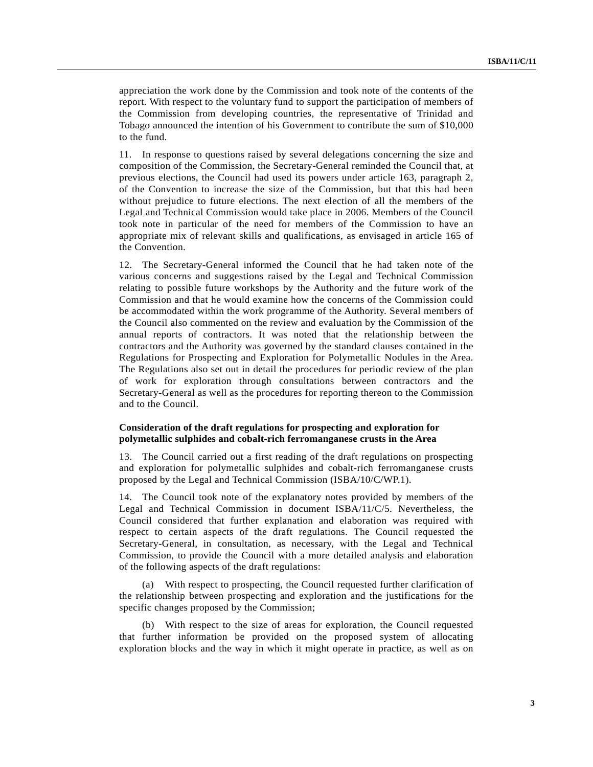appreciation the work done by the Commission and took note of the contents of the report. With respect to the voluntary fund to support the participation of members of the Commission from developing countries, the representative of Trinidad and Tobago announced the intention of his Government to contribute the sum of $10,000 to the fund.

11. In response to questions raised by several delegations concerning the size and composition of the Commission, the Secretary-General reminded the Council that, at previous elections, the Council had used its powers under article 163, paragraph 2, of the Convention to increase the size of the Commission, but that this had been without prejudice to future elections. The next election of all the members of the Legal and Technical Commission would take place in 2006. Members of the Council took note in particular of the need for members of the Commission to have an appropriate mix of relevant skills and qualifications, as envisaged in article 165 of the Convention.

12. The Secretary-General informed the Council that he had taken note of the various concerns and suggestions raised by the Legal and Technical Commission relating to possible future workshops by the Authority and the future work of the Commission and that he would examine how the concerns of the Commission could be accommodated within the work programme of the Authority. Several members of the Council also commented on the review and evaluation by the Commission of the annual reports of contractors. It was noted that the relationship between the contractors and the Authority was governed by the standard clauses contained in the Regulations for Prospecting and Exploration for Polymetallic Nodules in the Area. The Regulations also set out in detail the procedures for periodic review of the plan of work for exploration through consultations between contractors and the Secretary-General as well as the procedures for reporting thereon to the Commission and to the Council.

**Consideration of the draft regulations for prospecting and exploration for polymetallic sulphides and cobalt-rich ferromanganese crusts in the Area**

13. The Council carried out a first reading of the draft regulations on prospecting and exploration for polymetallic sulphides and cobalt-rich ferromanganese crusts proposed by the Legal and Technical Commission (ISBA/10/C/WP.1).

14. The Council took note of the explanatory notes provided by members of the Legal and Technical Commission in document ISBA/11/C/5. Nevertheless, the Council considered that further explanation and elaboration was required with respect to certain aspects of the draft regulations. The Council requested the Secretary-General, in consultation, as necessary, with the Legal and Technical Commission, to provide the Council with a more detailed analysis and elaboration of the following aspects of the draft regulations:

(a) With respect to prospecting, the Council requested further clarification of the relationship between prospecting and exploration and the justifications for the specific changes proposed by the Commission;

(b) With respect to the size of areas for exploration, the Council requested that further information be provided on the proposed system of allocating exploration blocks and the way in which it might operate in practice, as well as on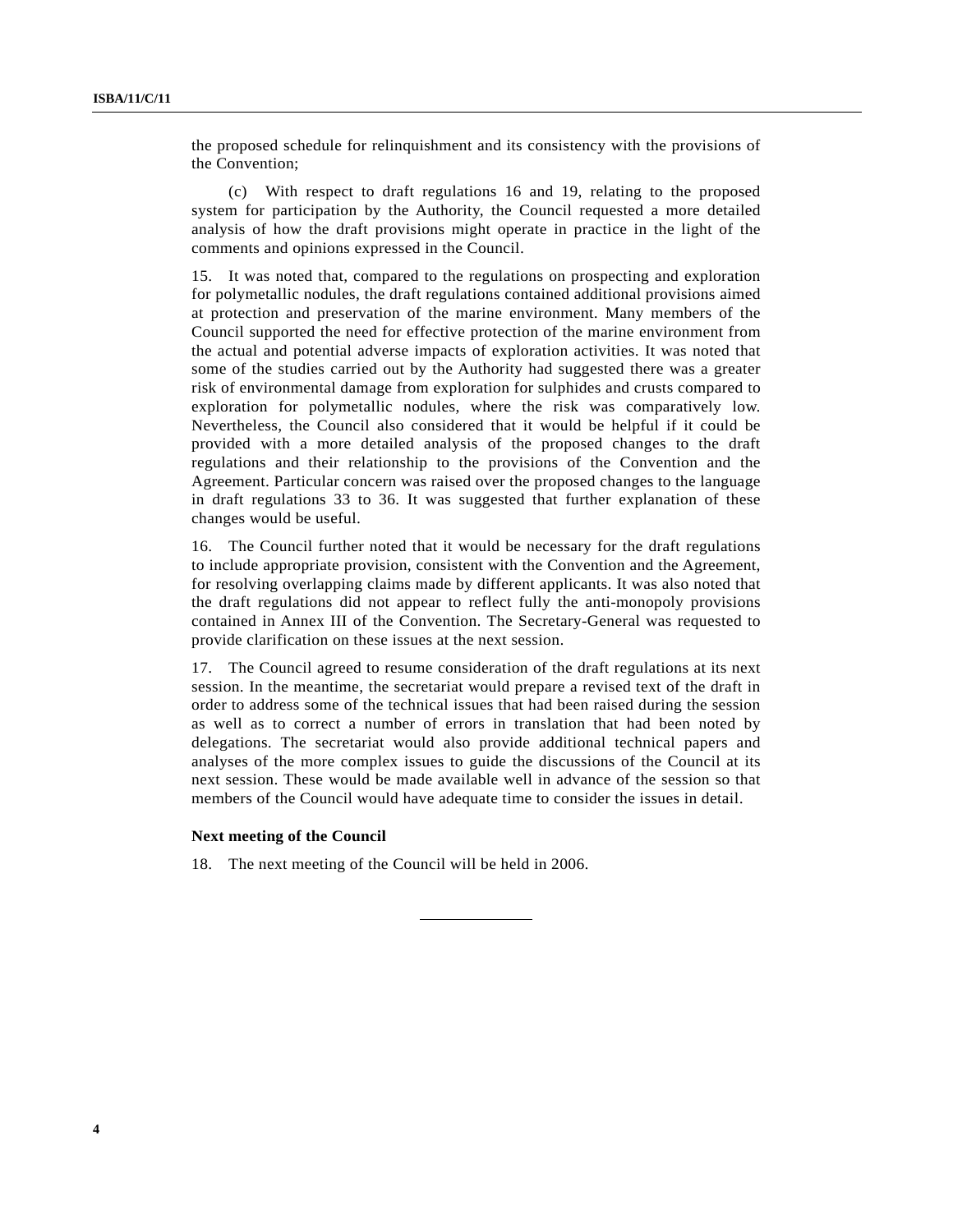the proposed schedule for relinquishment and its consistency with the provisions of the Convention;

(c) With respect to draft regulations 16 and 19, relating to the proposed system for participation by the Authority, the Council requested a more detailed analysis of how the draft provisions might operate in practice in the light of the comments and opinions expressed in the Council.

15. It was noted that, compared to the regulations on prospecting and exploration for polymetallic nodules, the draft regulations contained additional provisions aimed at protection and preservation of the marine environment. Many members of the Council supported the need for effective protection of the marine environment from the actual and potential adverse impacts of exploration activities. It was noted that some of the studies carried out by the Authority had suggested there was a greater risk of environmental damage from exploration for sulphides and crusts compared to exploration for polymetallic nodules, where the risk was comparatively low. Nevertheless, the Council also considered that it would be helpful if it could be provided with a more detailed analysis of the proposed changes to the draft regulations and their relationship to the provisions of the Convention and the Agreement. Particular concern was raised over the proposed changes to the language in draft regulations 33 to 36. It was suggested that further explanation of these changes would be useful.

16. The Council further noted that it would be necessary for the draft regulations to include appropriate provision, consistent with the Convention and the Agreement, for resolving overlapping claims made by different applicants. It was also noted that the draft regulations did not appear to reflect fully the anti-monopoly provisions contained in Annex III of the Convention. The Secretary-General was requested to provide clarification on these issues at the next session.

17. The Council agreed to resume consideration of the draft regulations at its next session. In the meantime, the secretariat would prepare a revised text of the draft in order to address some of the technical issues that had been raised during the session as well as to correct a number of errors in translation that had been noted by delegations. The secretariat would also provide additional technical papers and analyses of the more complex issues to guide the discussions of the Council at its next session. These would be made available well in advance of the session so that members of the Council would have adequate time to consider the issues in detail.

**Next meeting of the Council**

18. The next meeting of the Council will be held in 2006.